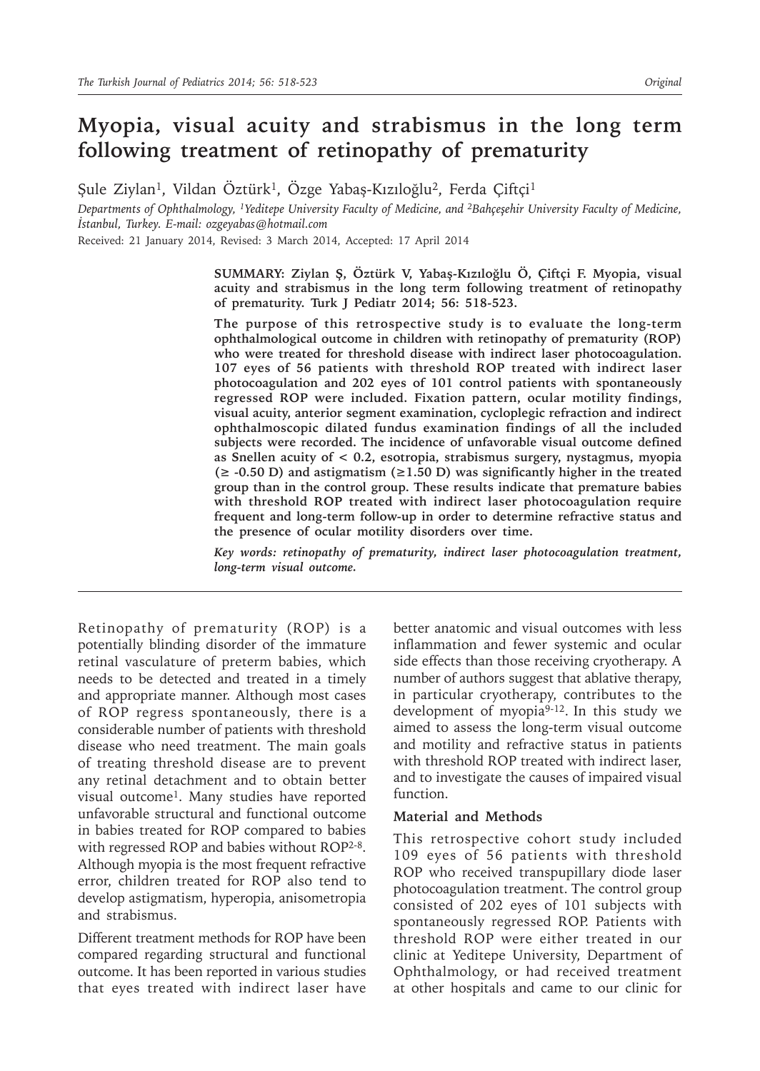# Myopia, visual acuity and strabismus in the long term following treatment of retinopathy of prematurity

Şule Ziylan[1], Vildan Öztürk[1], Özge Yabaş-Kızıloğlu[2], Ferda Çiftçi[1]

*Departments of Ophthalmology, [1]Yeditepe University Faculty of Medicine, and [2]Bahçeşehir University Faculty of Medicine, İstanbul, Turkey. E-mail: ozgeyabas@hotmail.com*

Received: 21 January 2014, Revised: 3 March 2014, Accepted: 17 April 2014

**SUMMARY: Ziylan Ş, Öztürk V, Yabaş-Kızıloğlu Ö, Çiftçi F. Myopia, visual acuity and strabismus in the long term following treatment of retinopathy of prematurity. Turk J Pediatr 2014; 56: 518-523.**

**The purpose of this retrospective study is to evaluate the long-term ophthalmological outcome in children with retinopathy of prematurity (ROP) who were treated for threshold disease with indirect laser photocoagulation. 107 eyes of 56 patients with threshold ROP treated with indirect laser photocoagulation and 202 eyes of 101 control patients with spontaneously regressed ROP were included. Fixation pattern, ocular motility findings, visual acuity, anterior segment examination, cycloplegic refraction and indirect ophthalmoscopic dilated fundus examination findings of all the included subjects were recorded. The incidence of unfavorable visual outcome defined as Snellen acuity of < 0.2, esotropia, strabismus surgery, nystagmus, myopia (≥ -0.50 D) and astigmatism (≥1.50 D) was significantly higher in the treated group than in the control group. These results indicate that premature babies with threshold ROP treated with indirect laser photocoagulation require frequent and long-term follow-up in order to determine refractive status and the presence of ocular motility disorders over time.**

***Key words: retinopathy of prematurity, indirect laser photocoagulation treatment, long-term visual outcome.***

---

Retinopathy of prematurity (ROP) is a potentially blinding disorder of the immature retinal vasculature of preterm babies, which needs to be detected and treated in a timely and appropriate manner. Although most cases of ROP regress spontaneously, there is a considerable number of patients with threshold disease who need treatment. The main goals of treating threshold disease are to prevent any retinal detachment and to obtain better visual outcome[1]. Many studies have reported unfavorable structural and functional outcome in babies treated for ROP compared to babies with regressed ROP and babies without ROP[2-8]. Although myopia is the most frequent refractive error, children treated for ROP also tend to develop astigmatism, hyperopia, anisometropia and strabismus.

Different treatment methods for ROP have been compared regarding structural and functional outcome. It has been reported in various studies that eyes treated with indirect laser have better anatomic and visual outcomes with less inflammation and fewer systemic and ocular side effects than those receiving cryotherapy. A number of authors suggest that ablative therapy, in particular cryotherapy, contributes to the development of myopia[9-12]. In this study we aimed to assess the long-term visual outcome and motility and refractive status in patients with threshold ROP treated with indirect laser, and to investigate the causes of impaired visual function.

## Material and Methods

This retrospective cohort study included 109 eyes of 56 patients with threshold ROP who received transpupillary diode laser photocoagulation treatment. The control group consisted of 202 eyes of 101 subjects with spontaneously regressed ROP. Patients with threshold ROP were either treated in our clinic at Yeditepe University, Department of Ophthalmology, or had received treatment at other hospitals and came to our clinic for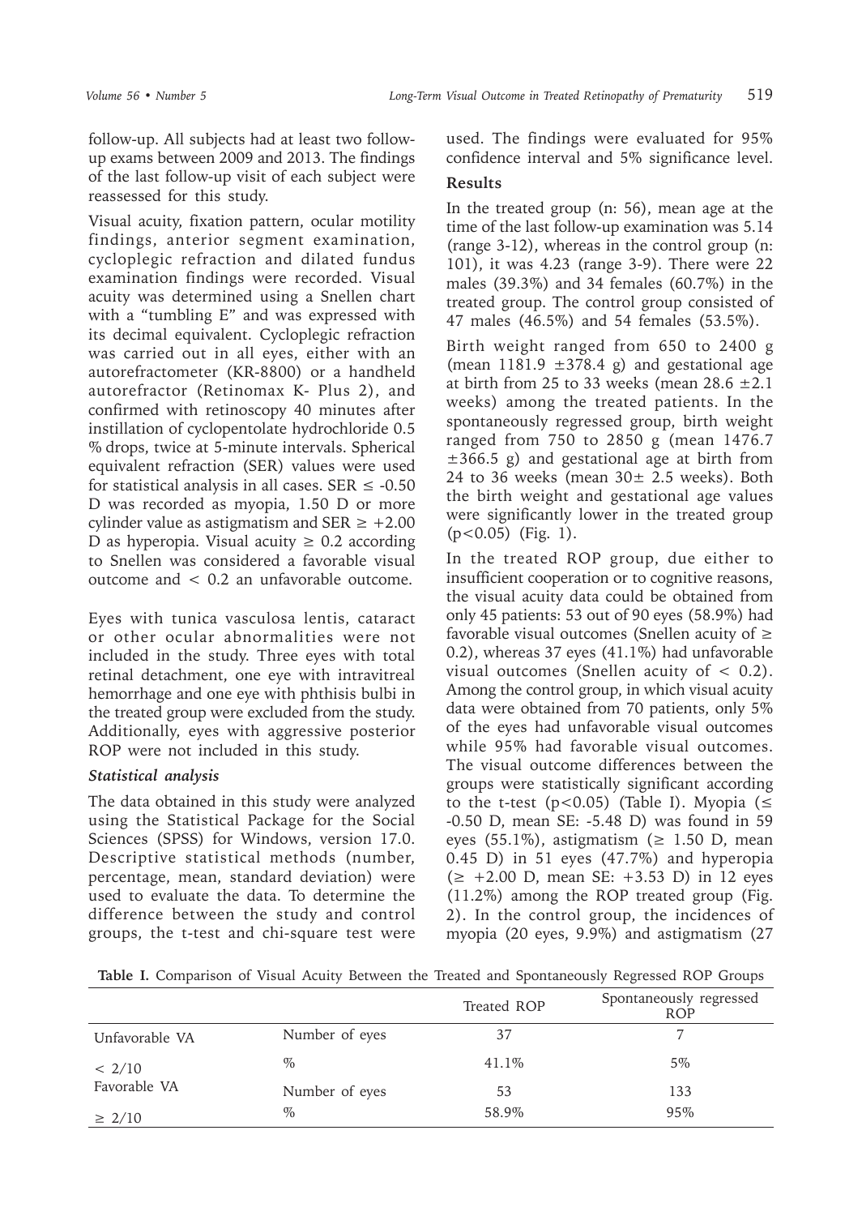follow-up. All subjects had at least two follow-up exams between 2009 and 2013. The findings of the last follow-up visit of each subject were reassessed for this study.

Visual acuity, fixation pattern, ocular motility findings, anterior segment examination, cycloplegic refraction and dilated fundus examination findings were recorded. Visual acuity was determined using a Snellen chart with a "tumbling E" and was expressed with its decimal equivalent. Cycloplegic refraction was carried out in all eyes, either with an autorefractometer (KR-8800) or a handheld autorefractor (Retinomax K- Plus 2), and confirmed with retinoscopy 40 minutes after instillation of cyclopentolate hydrochloride 0.5 % drops, twice at 5-minute intervals. Spherical equivalent refraction (SER) values were used for statistical analysis in all cases. SER ≤ -0.50 D was recorded as myopia, 1.50 D or more cylinder value as astigmatism and SER ≥ +2.00 D as hyperopia. Visual acuity ≥ 0.2 according to Snellen was considered a favorable visual outcome and < 0.2 an unfavorable outcome.

Eyes with tunica vasculosa lentis, cataract or other ocular abnormalities were not included in the study. Three eyes with total retinal detachment, one eye with intravitreal hemorrhage and one eye with phthisis bulbi in the treated group were excluded from the study. Additionally, eyes with aggressive posterior ROP were not included in this study.

### *Statistical analysis*

The data obtained in this study were analyzed using the Statistical Package for the Social Sciences (SPSS) for Windows, version 17.0. Descriptive statistical methods (number, percentage, mean, standard deviation) were used to evaluate the data. To determine the difference between the study and control groups, the t-test and chi-square test were used. The findings were evaluated for 95% confidence interval and 5% significance level.

## Results

In the treated group (n: 56), mean age at the time of the last follow-up examination was 5.14 (range 3-12), whereas in the control group (n: 101), it was 4.23 (range 3-9). There were 22 males (39.3%) and 34 females (60.7%) in the treated group. The control group consisted of 47 males (46.5%) and 54 females (53.5%).

Birth weight ranged from 650 to 2400 g (mean 1181.9 ±378.4 g) and gestational age at birth from 25 to 33 weeks (mean 28.6 ±2.1 weeks) among the treated patients. In the spontaneously regressed group, birth weight ranged from 750 to 2850 g (mean 1476.7 ±366.5 g) and gestational age at birth from 24 to 36 weeks (mean 30± 2.5 weeks). Both the birth weight and gestational age values were significantly lower in the treated group ($p<0.05$) (Fig. 1).

In the treated ROP group, due either to insufficient cooperation or to cognitive reasons, the visual acuity data could be obtained from only 45 patients: 53 out of 90 eyes (58.9%) had favorable visual outcomes (Snellen acuity of ≥ 0.2), whereas 37 eyes (41.1%) had unfavorable visual outcomes (Snellen acuity of < 0.2). Among the control group, in which visual acuity data were obtained from 70 patients, only 5% of the eyes had unfavorable visual outcomes while 95% had favorable visual outcomes. The visual outcome differences between the groups were statistically significant according to the t-test ($p<0.05$) (Table I). Myopia (≤ -0.50 D, mean SE: -5.48 D) was found in 59 eyes (55.1%), astigmatism (≥ 1.50 D, mean 0.45 D) in 51 eyes (47.7%) and hyperopia (≥ +2.00 D, mean SE: +3.53 D) in 12 eyes (11.2%) among the ROP treated group (Fig. 2). In the control group, the incidences of myopia (20 eyes, 9.9%) and astigmatism (27

**Table I.** Comparison of Visual Acuity Between the Treated and Spontaneously Regressed ROP Groups

| | | Treated ROP | Spontaneously regressed ROP |
|---|---|---|---|
| Unfavorable VA | Number of eyes | 37 | 7 |
| < 2/10 | % | 41.1% | 5% |
| Favorable VA | Number of eyes | 53 | 133 |
| ≥ 2/10 | % | 58.9% | 95% |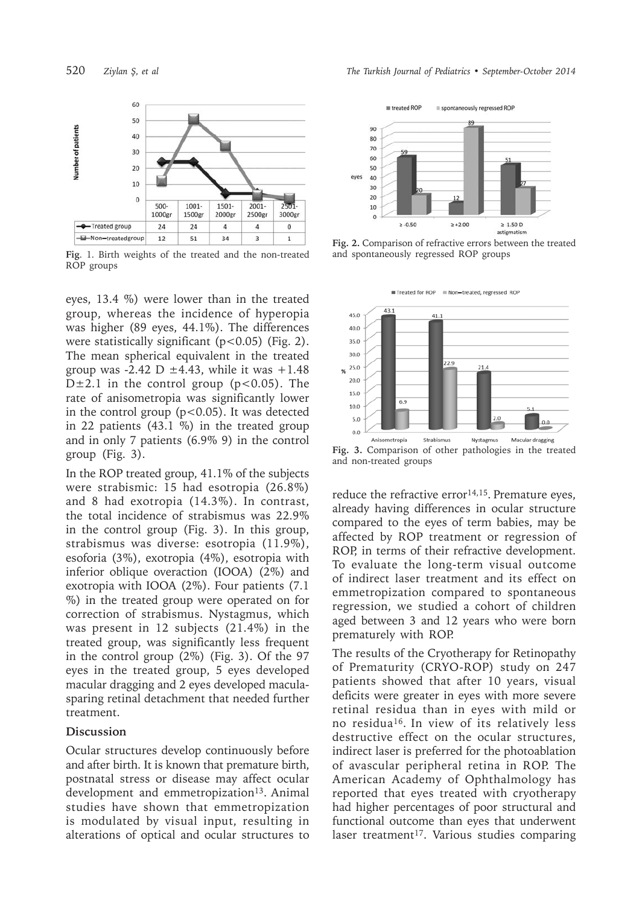Fig. 1. Birth weights of the treated and the non-treated ROP groups

| | 500-1000gr | 1001-1500gr | 1501-2000gr | 2001-2500gr | 2501-3000gr |
|---|---|---|---|---|---|
| Treated group | 24 | 24 | 4 | 4 | 0 |
| Non-treatedgroup | 12 | 51 | 34 | 3 | 1 |

Fig. 2. Comparison of refractive errors between the treated and spontaneously regressed ROP groups

Fig. 3. Comparison of other pathologies in the treated and non-treated groups

eyes, 13.4 %) were lower than in the treated group, whereas the incidence of hyperopia was higher (89 eyes, 44.1%). The differences were statistically significant ($p<0.05$) (Fig. 2). The mean spherical equivalent in the treated group was -2.42 D $\pm$4.43, while it was +1.48 D$\pm$2.1 in the control group ($p<0.05$). The rate of anisometropia was significantly lower in the control group ($p<0.05$). It was detected in 22 patients (43.1 %) in the treated group and in only 7 patients (6.9% 9) in the control group (Fig. 3).

In the ROP treated group, 41.1% of the subjects were strabismic: 15 had esotropia (26.8%) and 8 had exotropia (14.3%). In contrast, the total incidence of strabismus was 22.9% in the control group (Fig. 3). In this group, strabismus was diverse: esotropia (11.9%), esoforia (3%), exotropia (4%), esotropia with inferior oblique overaction (IOOA) (2%) and exotropia with IOOA (2%). Four patients (7.1 %) in the treated group were operated on for correction of strabismus. Nystagmus, which was present in 12 subjects (21.4%) in the treated group, was significantly less frequent in the control group (2%) (Fig. 3). Of the 97 eyes in the treated group, 5 eyes developed macular dragging and 2 eyes developed macula-sparing retinal detachment that needed further treatment.

## Discussion

Ocular structures develop continuously before and after birth. It is known that premature birth, postnatal stress or disease may affect ocular development and emmetropization[13]. Animal studies have shown that emmetropization is modulated by visual input, resulting in alterations of optical and ocular structures to reduce the refractive error[14,15]. Premature eyes, already having differences in ocular structure compared to the eyes of term babies, may be affected by ROP treatment or regression of ROP, in terms of their refractive development. To evaluate the long-term visual outcome of indirect laser treatment and its effect on emmetropization compared to spontaneous regression, we studied a cohort of children aged between 3 and 12 years who were born prematurely with ROP.

The results of the Cryotherapy for Retinopathy of Prematurity (CRYO-ROP) study on 247 patients showed that after 10 years, visual deficits were greater in eyes with more severe retinal residua than in eyes with mild or no residua[16]. In view of its relatively less destructive effect on the ocular structures, indirect laser is preferred for the photoablation of avascular peripheral retina in ROP. The American Academy of Ophthalmology has reported that eyes treated with cryotherapy had higher percentages of poor structural and functional outcome than eyes that underwent laser treatment[17]. Various studies comparing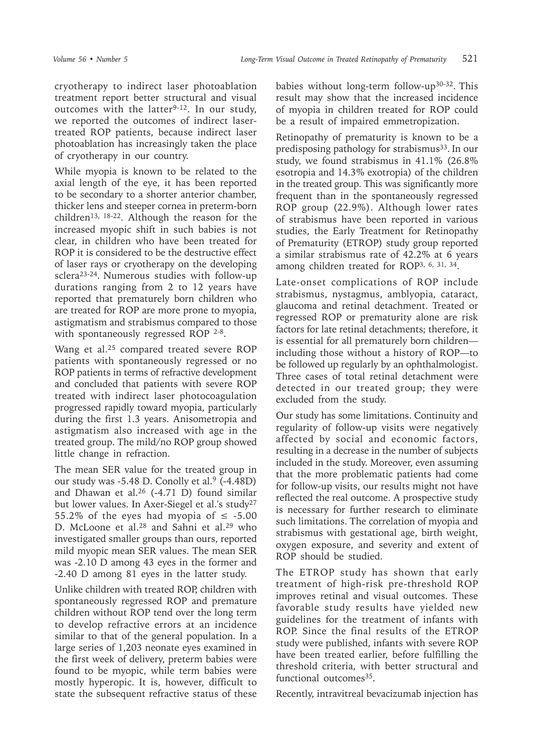cryotherapy to indirect laser photoablation treatment report better structural and visual outcomes with the latter[9-12]. In our study, we reported the outcomes of indirect laser-treated ROP patients, because indirect laser photoablation has increasingly taken the place of cryotherapy in our country.

While myopia is known to be related to the axial length of the eye, it has been reported to be secondary to a shorter anterior chamber, thicker lens and steeper cornea in preterm-born children[13, 18-22]. Although the reason for the increased myopic shift in such babies is not clear, in children who have been treated for ROP it is considered to be the destructive effect of laser rays or cryotherapy on the developing sclera[23-24]. Numerous studies with follow-up durations ranging from 2 to 12 years have reported that prematurely born children who are treated for ROP are more prone to myopia, astigmatism and strabismus compared to those with spontaneously regressed ROP [2-8].

Wang et al.[25] compared treated severe ROP patients with spontaneously regressed or no ROP patients in terms of refractive development and concluded that patients with severe ROP treated with indirect laser photocoagulation progressed rapidly toward myopia, particularly during the first 1.3 years. Anisometropia and astigmatism also increased with age in the treated group. The mild/no ROP group showed little change in refraction.

The mean SER value for the treated group in our study was -5.48 D. Conolly et al.[9] (-4.48D) and Dhawan et al.[26] (-4.71 D) found similar but lower values. In Axer-Siegel et al.'s study[27] 55.2% of the eyes had myopia of ≤ -5.00 D. McLoone et al.[28] and Sahni et al.[29] who investigated smaller groups than ours, reported mild myopic mean SER values. The mean SER was -2.10 D among 43 eyes in the former and -2.40 D among 81 eyes in the latter study.

Unlike children with treated ROP, children with spontaneously regressed ROP and premature children without ROP tend over the long term to develop refractive errors at an incidence similar to that of the general population. In a large series of 1,203 neonate eyes examined in the first week of delivery, preterm babies were found to be myopic, while term babies were mostly hyperopic. It is, however, difficult to state the subsequent refractive status of these babies without long-term follow-up[30-32]. This result may show that the increased incidence of myopia in children treated for ROP could be a result of impaired emmetropization.

Retinopathy of prematurity is known to be a predisposing pathology for strabismus[33]. In our study, we found strabismus in 41.1% (26.8% esotropia and 14.3% exotropia) of the children in the treated group. This was significantly more frequent than in the spontaneously regressed ROP group (22.9%). Although lower rates of strabismus have been reported in various studies, the Early Treatment for Retinopathy of Prematurity (ETROP) study group reported a similar strabismus rate of 42.2% at 6 years among children treated for ROP[3, 6, 31, 34].

Late-onset complications of ROP include strabismus, nystagmus, amblyopia, cataract, glaucoma and retinal detachment. Treated or regressed ROP or prematurity alone are risk factors for late retinal detachments; therefore, it is essential for all prematurely born children—including those without a history of ROP—to be followed up regularly by an ophthalmologist. Three cases of total retinal detachment were detected in our treated group; they were excluded from the study.

Our study has some limitations. Continuity and regularity of follow-up visits were negatively affected by social and economic factors, resulting in a decrease in the number of subjects included in the study. Moreover, even assuming that the more problematic patients had come for follow-up visits, our results might not have reflected the real outcome. A prospective study is necessary for further research to eliminate such limitations. The correlation of myopia and strabismus with gestational age, birth weight, oxygen exposure, and severity and extent of ROP should be studied.

The ETROP study has shown that early treatment of high-risk pre-threshold ROP improves retinal and visual outcomes. These favorable study results have yielded new guidelines for the treatment of infants with ROP. Since the final results of the ETROP study were published, infants with severe ROP have been treated earlier, before fulfilling the threshold criteria, with better structural and functional outcomes[35].

Recently, intravitreal bevacizumab injection has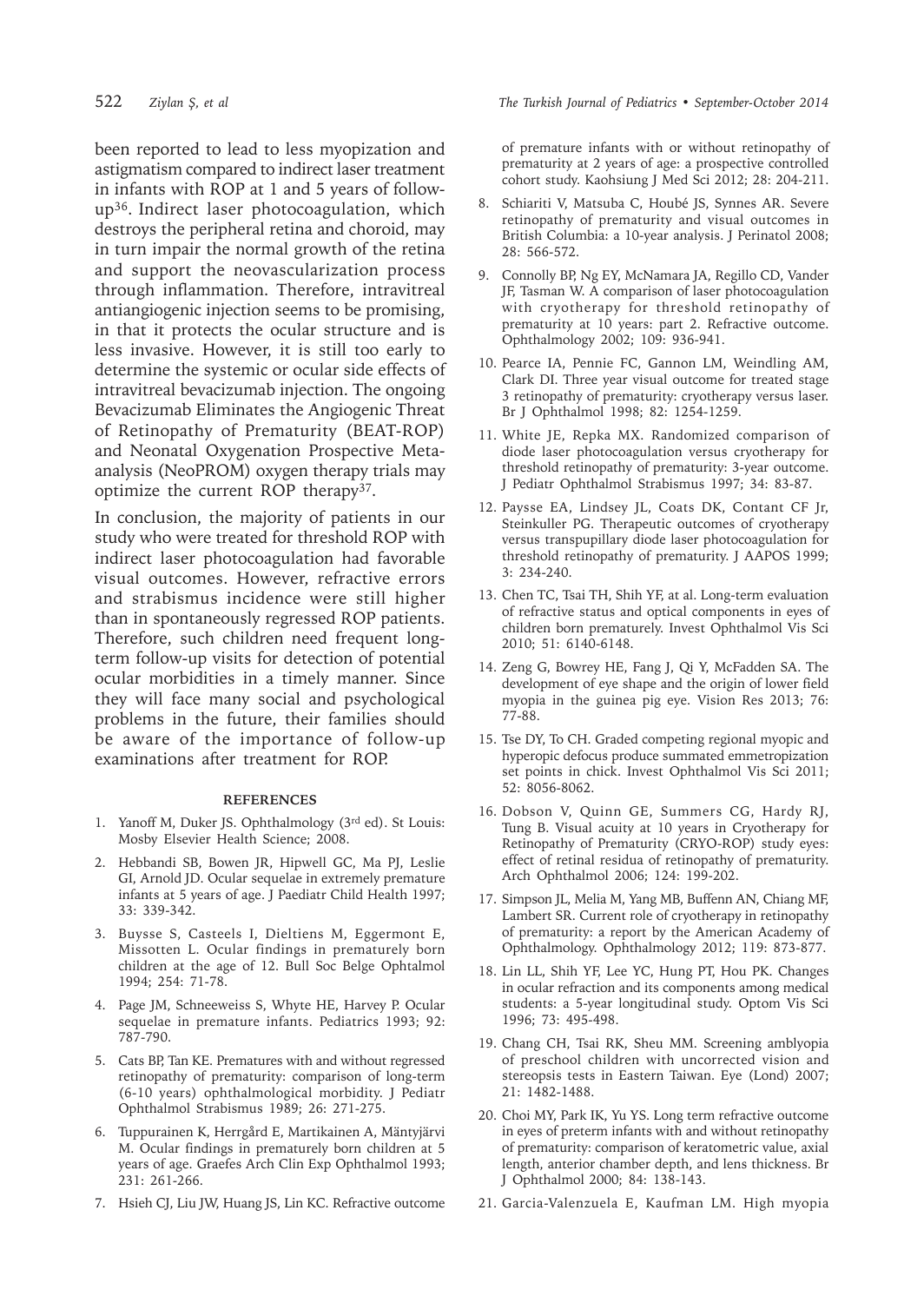been reported to lead to less myopization and astigmatism compared to indirect laser treatment in infants with ROP at 1 and 5 years of follow-up[36]. Indirect laser photocoagulation, which destroys the peripheral retina and choroid, may in turn impair the normal growth of the retina and support the neovascularization process through inflammation. Therefore, intravitreal antiangiogenic injection seems to be promising, in that it protects the ocular structure and is less invasive. However, it is still too early to determine the systemic or ocular side effects of intravitreal bevacizumab injection. The ongoing Bevacizumab Eliminates the Angiogenic Threat of Retinopathy of Prematurity (BEAT-ROP) and Neonatal Oxygenation Prospective Meta-analysis (NeoPROM) oxygen therapy trials may optimize the current ROP therapy[37].

In conclusion, the majority of patients in our study who were treated for threshold ROP with indirect laser photocoagulation had favorable visual outcomes. However, refractive errors and strabismus incidence were still higher than in spontaneously regressed ROP patients. Therefore, such children need frequent long-term follow-up visits for detection of potential ocular morbidities in a timely manner. Since they will face many social and psychological problems in the future, their families should be aware of the importance of follow-up examinations after treatment for ROP.

## REFERENCES

1. Yanoff M, Duker JS. Ophthalmology (3rd ed). St Louis: Mosby Elsevier Health Science; 2008.
2. Hebbandi SB, Bowen JR, Hipwell GC, Ma PJ, Leslie GI, Arnold JD. Ocular sequelae in extremely premature infants at 5 years of age. J Paediatr Child Health 1997; 33: 339-342.
3. Buysse S, Casteels I, Dieltiens M, Eggermont E, Missotten L. Ocular findings in prematurely born children at the age of 12. Bull Soc Belge Ophtalmol 1994; 254: 71-78.
4. Page JM, Schneeweiss S, Whyte HE, Harvey P. Ocular sequelae in premature infants. Pediatrics 1993; 92: 787-790.
5. Cats BP, Tan KE. Prematures with and without regressed retinopathy of prematurity: comparison of long-term (6-10 years) ophthalmological morbidity. J Pediatr Ophthalmol Strabismus 1989; 26: 271-275.
6. Tuppurainen K, Herrgård E, Martikainen A, Mäntyjärvi M. Ocular findings in prematurely born children at 5 years of age. Graefes Arch Clin Exp Ophthalmol 1993; 231: 261-266.
7. Hsieh CJ, Liu JW, Huang JS, Lin KC. Refractive outcome of premature infants with or without retinopathy of prematurity at 2 years of age: a prospective controlled cohort study. Kaohsiung J Med Sci 2012; 28: 204-211.
8. Schiariti V, Matsuba C, Houbé JS, Synnes AR. Severe retinopathy of prematurity and visual outcomes in British Columbia: a 10-year analysis. J Perinatol 2008; 28: 566-572.
9. Connolly BP, Ng EY, McNamara JA, Regillo CD, Vander JF, Tasman W. A comparison of laser photocoagulation with cryotherapy for threshold retinopathy of prematurity at 10 years: part 2. Refractive outcome. Ophthalmology 2002; 109: 936-941.
10. Pearce IA, Pennie FC, Gannon LM, Weindling AM, Clark DI. Three year visual outcome for treated stage 3 retinopathy of prematurity: cryotherapy versus laser. Br J Ophthalmol 1998; 82: 1254-1259.
11. White JE, Repka MX. Randomized comparison of diode laser photocoagulation versus cryotherapy for threshold retinopathy of prematurity: 3-year outcome. J Pediatr Ophthalmol Strabismus 1997; 34: 83-87.
12. Paysse EA, Lindsey JL, Coats DK, Contant CF Jr, Steinkuller PG. Therapeutic outcomes of cryotherapy versus transpupillary diode laser photocoagulation for threshold retinopathy of prematurity. J AAPOS 1999; 3: 234-240.
13. Chen TC, Tsai TH, Shih YF, at al. Long-term evaluation of refractive status and optical components in eyes of children born prematurely. Invest Ophthalmol Vis Sci 2010; 51: 6140-6148.
14. Zeng G, Bowrey HE, Fang J, Qi Y, McFadden SA. The development of eye shape and the origin of lower field myopia in the guinea pig eye. Vision Res 2013; 76: 77-88.
15. Tse DY, To CH. Graded competing regional myopic and hyperopic defocus produce summated emmetropization set points in chick. Invest Ophthalmol Vis Sci 2011; 52: 8056-8062.
16. Dobson V, Quinn GE, Summers CG, Hardy RJ, Tung B. Visual acuity at 10 years in Cryotherapy for Retinopathy of Prematurity (CRYO-ROP) study eyes: effect of retinal residua of retinopathy of prematurity. Arch Ophthalmol 2006; 124: 199-202.
17. Simpson JL, Melia M, Yang MB, Buffenn AN, Chiang MF, Lambert SR. Current role of cryotherapy in retinopathy of prematurity: a report by the American Academy of Ophthalmology. Ophthalmology 2012; 119: 873-877.
18. Lin LL, Shih YF, Lee YC, Hung PT, Hou PK. Changes in ocular refraction and its components among medical students: a 5-year longitudinal study. Optom Vis Sci 1996; 73: 495-498.
19. Chang CH, Tsai RK, Sheu MM. Screening amblyopia of preschool children with uncorrected vision and stereopsis tests in Eastern Taiwan. Eye (Lond) 2007; 21: 1482-1488.
20. Choi MY, Park IK, Yu YS. Long term refractive outcome in eyes of preterm infants with and without retinopathy of prematurity: comparison of keratometric value, axial length, anterior chamber depth, and lens thickness. Br J Ophthalmol 2000; 84: 138-143.
21. Garcia-Valenzuela E, Kaufman LM. High myopia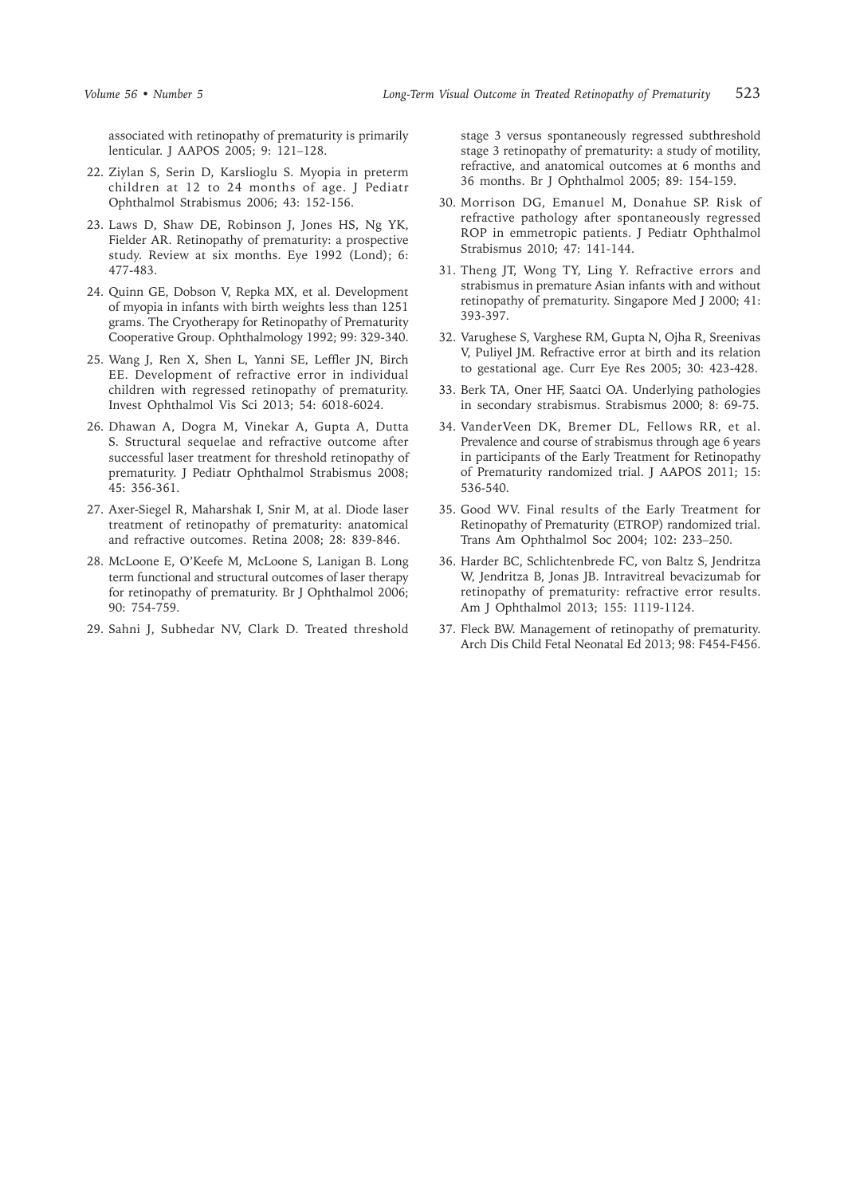associated with retinopathy of prematurity is primarily lenticular. J AAPOS 2005; 9: 121–128.

22. Ziylan S, Serin D, Karslioglu S. Myopia in preterm children at 12 to 24 months of age. J Pediatr Ophthalmol Strabismus 2006; 43: 152-156.
23. Laws D, Shaw DE, Robinson J, Jones HS, Ng YK, Fielder AR. Retinopathy of prematurity: a prospective study. Review at six months. Eye 1992 (Lond); 6: 477-483.
24. Quinn GE, Dobson V, Repka MX, et al. Development of myopia in infants with birth weights less than 1251 grams. The Cryotherapy for Retinopathy of Prematurity Cooperative Group. Ophthalmology 1992; 99: 329-340.
25. Wang J, Ren X, Shen L, Yanni SE, Leffler JN, Birch EE. Development of refractive error in individual children with regressed retinopathy of prematurity. Invest Ophthalmol Vis Sci 2013; 54: 6018-6024.
26. Dhawan A, Dogra M, Vinekar A, Gupta A, Dutta S. Structural sequelae and refractive outcome after successful laser treatment for threshold retinopathy of prematurity. J Pediatr Ophthalmol Strabismus 2008; 45: 356-361.
27. Axer-Siegel R, Maharshak I, Snir M, at al. Diode laser treatment of retinopathy of prematurity: anatomical and refractive outcomes. Retina 2008; 28: 839-846.
28. McLoone E, O'Keefe M, McLoone S, Lanigan B. Long term functional and structural outcomes of laser therapy for retinopathy of prematurity. Br J Ophthalmol 2006; 90: 754-759.
29. Sahni J, Subhedar NV, Clark D. Treated threshold stage 3 versus spontaneously regressed subthreshold stage 3 retinopathy of prematurity: a study of motility, refractive, and anatomical outcomes at 6 months and 36 months. Br J Ophthalmol 2005; 89: 154-159.
30. Morrison DG, Emanuel M, Donahue SP. Risk of refractive pathology after spontaneously regressed ROP in emmetropic patients. J Pediatr Ophthalmol Strabismus 2010; 47: 141-144.
31. Theng JT, Wong TY, Ling Y. Refractive errors and strabismus in premature Asian infants with and without retinopathy of prematurity. Singapore Med J 2000; 41: 393-397.
32. Varughese S, Varghese RM, Gupta N, Ojha R, Sreenivas V, Puliyel JM. Refractive error at birth and its relation to gestational age. Curr Eye Res 2005; 30: 423-428.
33. Berk TA, Oner HF, Saatci OA. Underlying pathologies in secondary strabismus. Strabismus 2000; 8: 69-75.
34. VanderVeen DK, Bremer DL, Fellows RR, et al. Prevalence and course of strabismus through age 6 years in participants of the Early Treatment for Retinopathy of Prematurity randomized trial. J AAPOS 2011; 15: 536-540.
35. Good WV. Final results of the Early Treatment for Retinopathy of Prematurity (ETROP) randomized trial. Trans Am Ophthalmol Soc 2004; 102: 233–250.
36. Harder BC, Schlichtenbrede FC, von Baltz S, Jendritza W, Jendritza B, Jonas JB. Intravitreal bevacizumab for retinopathy of prematurity: refractive error results. Am J Ophthalmol 2013; 155: 1119-1124.
37. Fleck BW. Management of retinopathy of prematurity. Arch Dis Child Fetal Neonatal Ed 2013; 98: F454-F456.